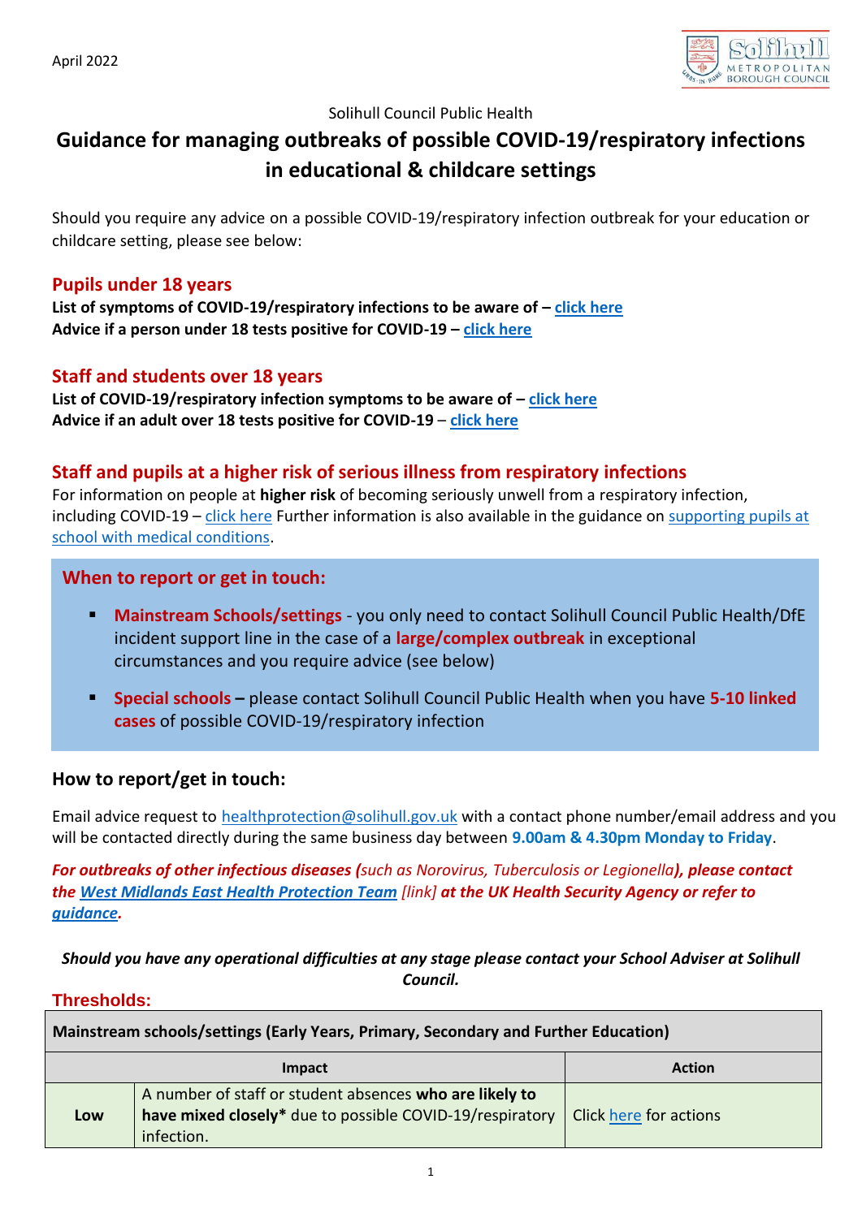April 2022

Solihull Council Public Health

# Guidance for managing outbreaks of possible COVID-19/respiratory infections in educational & childcare settings

Should you require any advice on a possible COVID-19/respiratory infection outbreak for your education or childcare setting, please see below:

## Pupils under 18 years

**List of symptoms of COVID-19/respiratory infections to be aware of – [click here](#)**
**Advice if a person under 18 tests positive for COVID-19 – [click here](#)**

## Staff and students over 18 years

**List of COVID-19/respiratory infection symptoms to be aware of – [click here](#)**
**Advice if an adult over 18 tests positive for COVID-19 – [click here](#)**

## Staff and pupils at a higher risk of serious illness from respiratory infections

For information on people at **higher risk** of becoming seriously unwell from a respiratory infection, including COVID-19 – [click here](#) Further information is also available in the guidance on [supporting pupils at school with medical conditions](#).

## When to report or get in touch:

- **Mainstream Schools/settings** - you only need to contact Solihull Council Public Health/DfE incident support line in the case of a **large/complex outbreak** in exceptional circumstances and you require advice (see below)
- **Special schools –** please contact Solihull Council Public Health when you have **5-10 linked cases** of possible COVID-19/respiratory infection

## How to report/get in touch:

Email advice request to [healthprotection@solihull.gov.uk](mailto:healthprotection@solihull.gov.uk) with a contact phone number/email address and you will be contacted directly during the same business day between **9.00am & 4.30pm Monday to Friday**.

***For outbreaks of other infectious diseases (**such as Norovirus, Tuberculosis or Legionella**), please contact the [West Midlands East Health Protection Team](#)** [link] **at the UK Health Security Agency or refer to [guidance](#).***

***Should you have any operational difficulties at any stage please contact your School Adviser at Solihull Council.***

## Thresholds:

| Mainstream schools/settings (Early Years, Primary, Secondary and Further Education) | | |
|---|---|---|
| **Impact** | | **Action** |
| **Low** | A number of staff or student absences **who are likely to have mixed closely*** due to possible COVID-19/respiratory infection. | Click [here](#) for actions |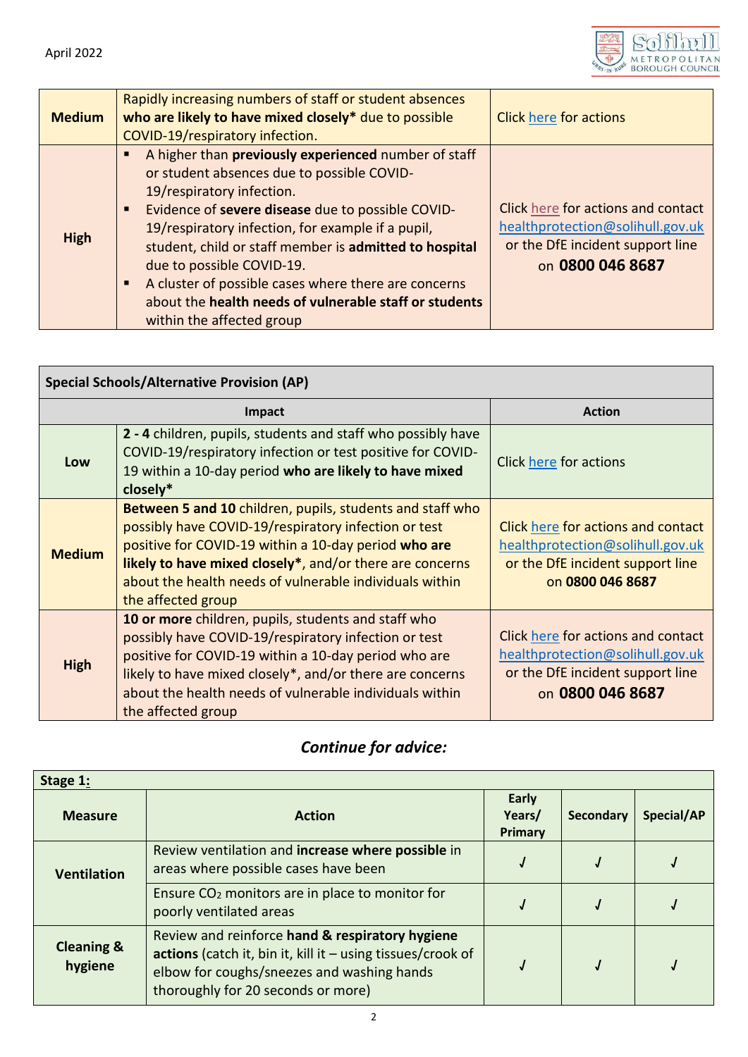| | | |
|---|---|---|
| **Medium** | Rapidly increasing numbers of staff or student absences **who are likely to have mixed closely*** due to possible COVID-19/respiratory infection. | Click here for actions |
| **High** | ▪ A higher than **previously experienced** number of staff or student absences due to possible COVID-19/respiratory infection.<br>▪ Evidence of **severe disease** due to possible COVID-19/respiratory infection, for example if a pupil, student, child or staff member is **admitted to hospital** due to possible COVID-19.<br>▪ A cluster of possible cases where there are concerns about the **health needs of vulnerable staff or students** within the affected group | Click here for actions and contact healthprotection@solihull.gov.uk or the DfE incident support line on **0800 046 8687** |

| **Special Schools/Alternative Provision (AP)** | | |
|---|---|---|
| **Impact** | | **Action** |
| **Low** | **2 - 4** children, pupils, students and staff who possibly have COVID-19/respiratory infection or test positive for COVID-19 within a 10-day period **who are likely to have mixed closely*** | Click here for actions |
| **Medium** | **Between 5 and 10** children, pupils, students and staff who possibly have COVID-19/respiratory infection or test positive for COVID-19 within a 10-day period **who are likely to have mixed closely***, and/or there are concerns about the health needs of vulnerable individuals within the affected group | Click here for actions and contact healthprotection@solihull.gov.uk or the DfE incident support line on **0800 046 8687** |
| **High** | **10 or more** children, pupils, students and staff who possibly have COVID-19/respiratory infection or test positive for COVID-19 within a 10-day period who are likely to have mixed closely*, and/or there are concerns about the health needs of vulnerable individuals within the affected group | Click here for actions and contact healthprotection@solihull.gov.uk or the DfE incident support line on **0800 046 8687** |

## *Continue for advice:*

| **Stage 1:** | | | | |
|---|---|---|---|---|
| **Measure** | **Action** | **Early Years/ Primary** | **Secondary** | **Special/AP** |
| **Ventilation** | Review ventilation and **increase where possible** in areas where possible cases have been | ✓ | ✓ | ✓ |
| | Ensure $CO_2$ monitors are in place to monitor for poorly ventilated areas | ✓ | ✓ | ✓ |
| **Cleaning & hygiene** | Review and reinforce **hand & respiratory hygiene actions** (catch it, bin it, kill it – using tissues/crook of elbow for coughs/sneezes and washing hands thoroughly for 20 seconds or more) | ✓ | ✓ | ✓ |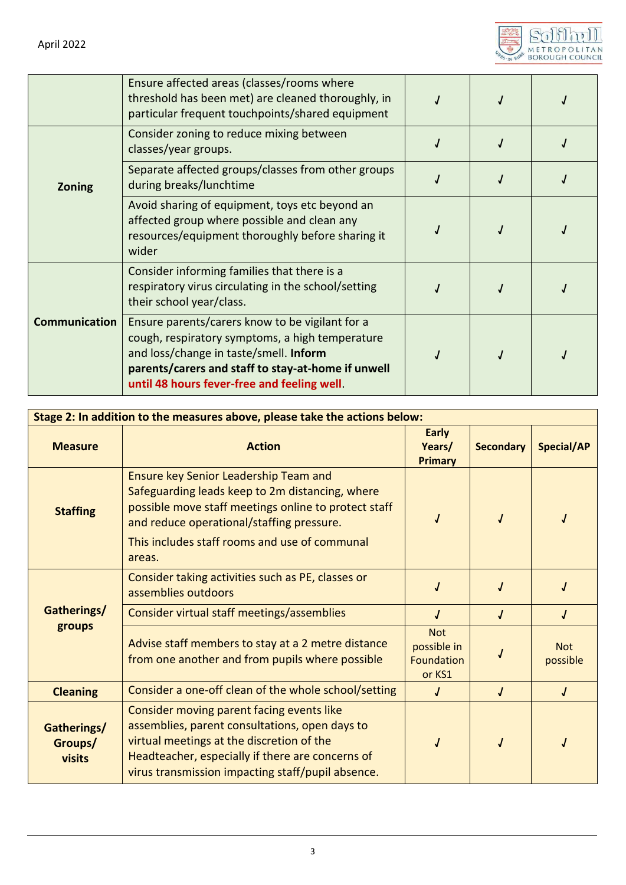| | | | | |
|---|---|---|---|---|
| | Ensure affected areas (classes/rooms where threshold has been met) are cleaned thoroughly, in particular frequent touchpoints/shared equipment | ✓ | ✓ | ✓ |
| **Zoning** | Consider zoning to reduce mixing between classes/year groups. | ✓ | ✓ | ✓ |
| | Separate affected groups/classes from other groups during breaks/lunchtime | ✓ | ✓ | ✓ |
| | Avoid sharing of equipment, toys etc beyond an affected group where possible and clean any resources/equipment thoroughly before sharing it wider | ✓ | ✓ | ✓ |
| **Communication** | Consider informing families that there is a respiratory virus circulating in the school/setting their school year/class. | ✓ | ✓ | ✓ |
| | Ensure parents/carers know to be vigilant for a cough, respiratory symptoms, a high temperature and loss/change in taste/smell. **Inform parents/carers and staff to stay-at-home if unwell until 48 hours fever-free and feeling well**. | ✓ | ✓ | ✓ |

**Stage 2: In addition to the measures above, please take the actions below:**

| Measure | Action | Early Years/ Primary | Secondary | Special/AP |
|---|---|---|---|---|
| **Staffing** | Ensure key Senior Leadership Team and Safeguarding leads keep to 2m distancing, where possible move staff meetings online to protect staff and reduce operational/staffing pressure. This includes staff rooms and use of communal areas. | ✓ | ✓ | ✓ |
| **Gatherings/ groups** | Consider taking activities such as PE, classes or assemblies outdoors | ✓ | ✓ | ✓ |
| | Consider virtual staff meetings/assemblies | ✓ | ✓ | ✓ |
| | Advise staff members to stay at a 2 metre distance from one another and from pupils where possible | Not possible in Foundation or KS1 | ✓ | Not possible |
| **Cleaning** | Consider a one-off clean of the whole school/setting | ✓ | ✓ | ✓ |
| **Gatherings/ Groups/ visits** | Consider moving parent facing events like assemblies, parent consultations, open days to virtual meetings at the discretion of the Headteacher, especially if there are concerns of virus transmission impacting staff/pupil absence. | ✓ | ✓ | ✓ |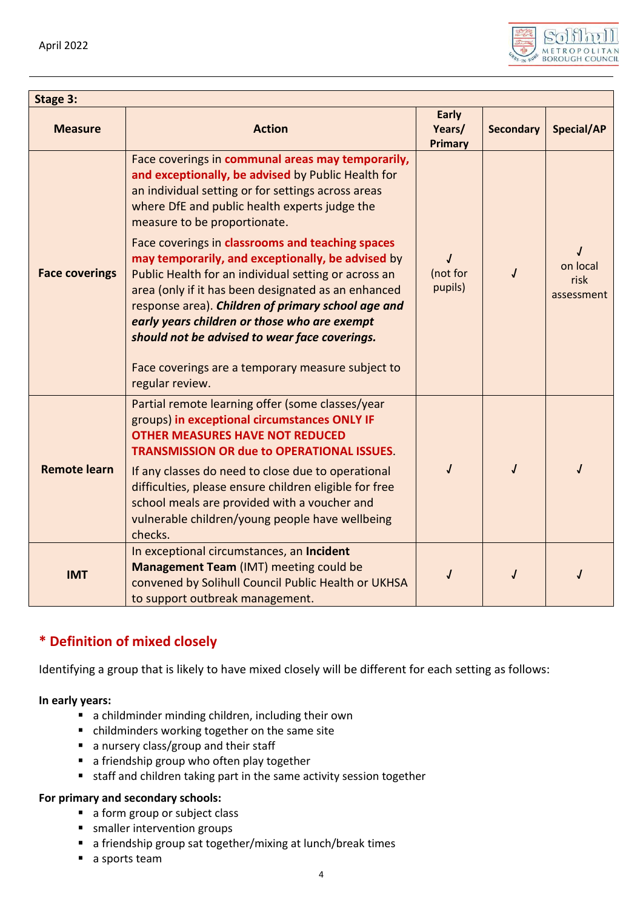| Stage 3: | | | | |
|---|---|---|---|---|
| **Measure** | **Action** | **Early Years/ Primary** | **Secondary** | **Special/AP** |
| **Face coverings** | Face coverings in **communal areas may temporarily, and exceptionally, be advised** by Public Health for an individual setting or for settings across areas where DfE and public health experts judge the measure to be proportionate.<br><br>Face coverings in **classrooms and teaching spaces may temporarily, and exceptionally, be advised** by Public Health for an individual setting or across an area (only if it has been designated as an enhanced response area). ***Children of primary school age and early years children or those who are exempt should not be advised to wear face coverings.***<br><br>Face coverings are a temporary measure subject to regular review. | √ (not for pupils) | √ | √ on local risk assessment |
| **Remote learn** | Partial remote learning offer (some classes/year groups) **in exceptional circumstances ONLY IF OTHER MEASURES HAVE NOT REDUCED TRANSMISSION OR due to OPERATIONAL ISSUES**.<br><br>If any classes do need to close due to operational difficulties, please ensure children eligible for free school meals are provided with a voucher and vulnerable children/young people have wellbeing checks. | √ | √ | √ |
| **IMT** | In exceptional circumstances, an **Incident Management Team** (IMT) meeting could be convened by Solihull Council Public Health or UKHSA to support outbreak management. | √ | √ | √ |

## * Definition of mixed closely

Identifying a group that is likely to have mixed closely will be different for each setting as follows:

**In early years:**

- a childminder minding children, including their own
- childminders working together on the same site
- a nursery class/group and their staff
- a friendship group who often play together
- staff and children taking part in the same activity session together

**For primary and secondary schools:**

- a form group or subject class
- smaller intervention groups
- a friendship group sat together/mixing at lunch/break times
- a sports team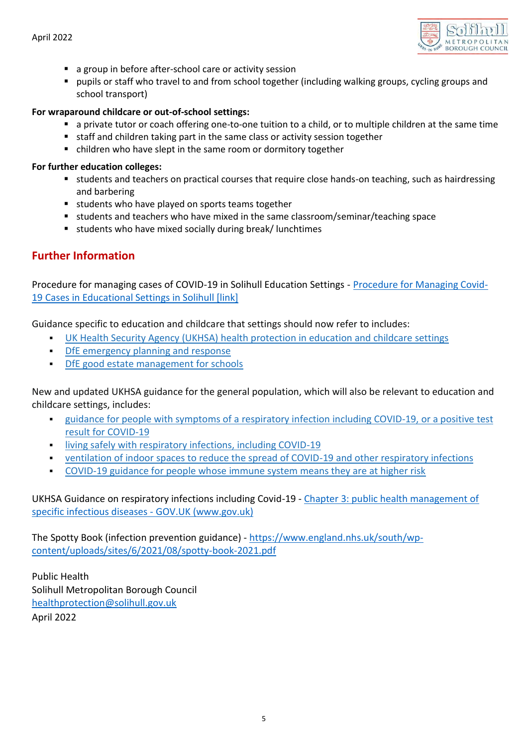- a group in before after-school care or activity session
- pupils or staff who travel to and from school together (including walking groups, cycling groups and school transport)

**For wraparound childcare or out-of-school settings:**

- a private tutor or coach offering one-to-one tuition to a child, or to multiple children at the same time
- staff and children taking part in the same class or activity session together
- children who have slept in the same room or dormitory together

**For further education colleges:**

- students and teachers on practical courses that require close hands-on teaching, such as hairdressing and barbering
- students who have played on sports teams together
- students and teachers who have mixed in the same classroom/seminar/teaching space
- students who have mixed socially during break/ lunchtimes

## Further Information

Procedure for managing cases of COVID-19 in Solihull Education Settings - Procedure for Managing Covid-19 Cases in Educational Settings in Solihull [link]

Guidance specific to education and childcare that settings should now refer to includes:

- UK Health Security Agency (UKHSA) health protection in education and childcare settings
- DfE emergency planning and response
- DfE good estate management for schools

New and updated UKHSA guidance for the general population, which will also be relevant to education and childcare settings, includes:

- guidance for people with symptoms of a respiratory infection including COVID-19, or a positive test result for COVID-19
- living safely with respiratory infections, including COVID-19
- ventilation of indoor spaces to reduce the spread of COVID-19 and other respiratory infections
- COVID-19 guidance for people whose immune system means they are at higher risk

UKHSA Guidance on respiratory infections including Covid-19 - Chapter 3: public health management of specific infectious diseases - GOV.UK (www.gov.uk)

The Spotty Book (infection prevention guidance) - https://www.england.nhs.uk/south/wp-content/uploads/sites/6/2021/08/spotty-book-2021.pdf

Public Health
Solihull Metropolitan Borough Council
healthprotection@solihull.gov.uk
April 2022